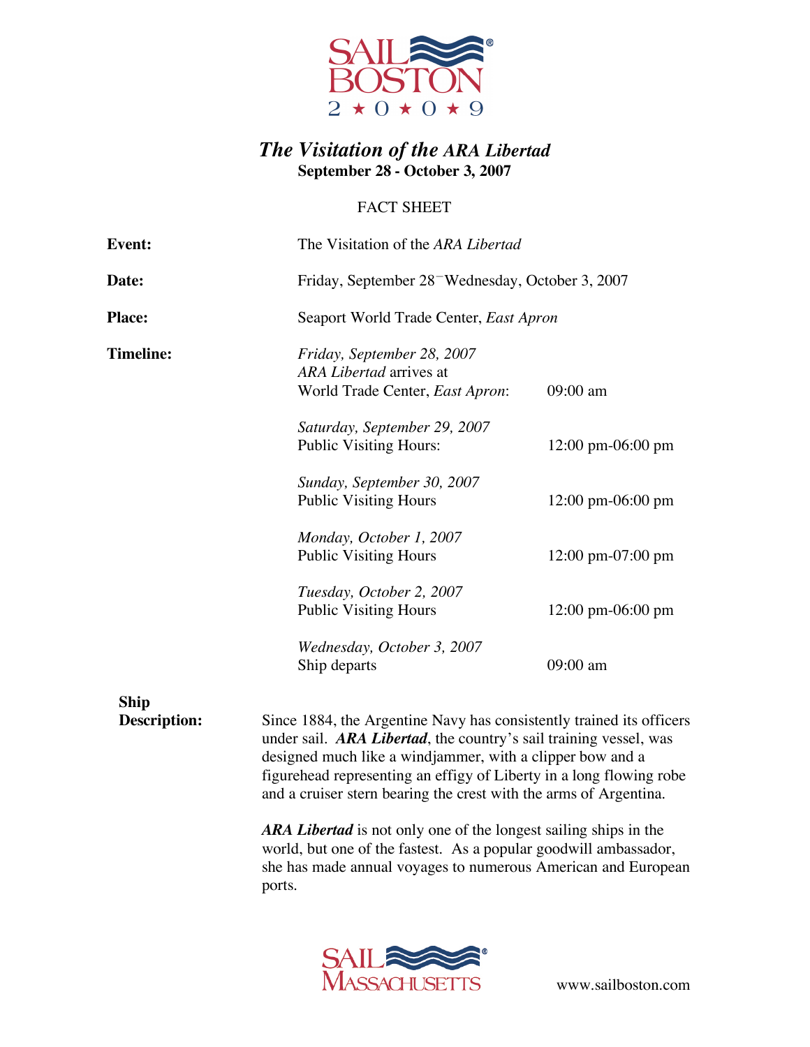SAIL BOSTON 2★0★0★9

# *The Visitation of the ARA Libertad*

**September 28 - October 3, 2007**

FACT SHEET

**Event:** The Visitation of the *ARA Libertad*

**Date:** Friday, September 28 – Wednesday, October 3, 2007

**Place:** Seaport World Trade Center, *East Apron*

**Timeline:**

| | |
|---|---|
| *Friday, September 28, 2007*<br>*ARA Libertad* arrives at World Trade Center, *East Apron*: | 09:00 am |
| *Saturday, September 29, 2007*<br>Public Visiting Hours: | 12:00 pm-06:00 pm |
| *Sunday, September 30, 2007*<br>Public Visiting Hours | 12:00 pm-06:00 pm |
| *Monday, October 1, 2007*<br>Public Visiting Hours | 12:00 pm-07:00 pm |
| *Tuesday, October 2, 2007*<br>Public Visiting Hours | 12:00 pm-06:00 pm |
| *Wednesday, October 3, 2007*<br>Ship departs | 09:00 am |

**Ship Description:**

Since 1884, the Argentine Navy has consistently trained its officers under sail. ***ARA Libertad***, the country's sail training vessel, was designed much like a windjammer, with a clipper bow and a figurehead representing an effigy of Liberty in a long flowing robe and a cruiser stern bearing the crest with the arms of Argentina.

***ARA Libertad*** is not only one of the longest sailing ships in the world, but one of the fastest. As a popular goodwill ambassador, she has made annual voyages to numerous American and European ports.

SAIL MASSACHUSETTS

www.sailboston.com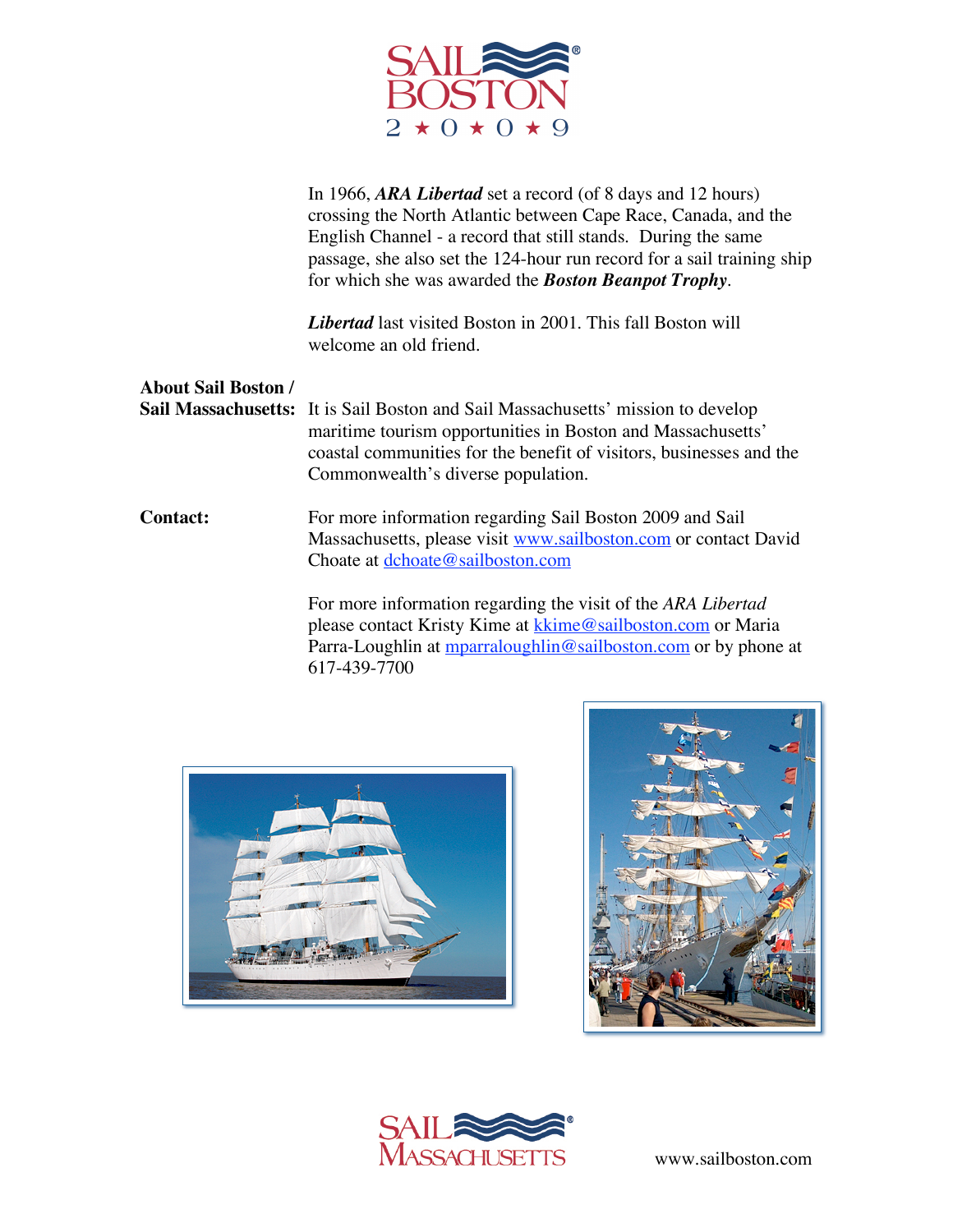In 1966, ***ARA Libertad*** set a record (of 8 days and 12 hours) crossing the North Atlantic between Cape Race, Canada, and the English Channel - a record that still stands. During the same passage, she also set the 124-hour run record for a sail training ship for which she was awarded the ***Boston Beanpot Trophy***.

***Libertad*** last visited Boston in 2001. This fall Boston will welcome an old friend.

**About Sail Boston / Sail Massachusetts:** It is Sail Boston and Sail Massachusetts' mission to develop maritime tourism opportunities in Boston and Massachusetts' coastal communities for the benefit of visitors, businesses and the Commonwealth's diverse population.

**Contact:** For more information regarding Sail Boston 2009 and Sail Massachusetts, please visit www.sailboston.com or contact David Choate at dchoate@sailboston.com

For more information regarding the visit of the *ARA Libertad* please contact Kristy Kime at kkime@sailboston.com or Maria Parra-Loughlin at mparraloughlin@sailboston.com or by phone at 617-439-7700

www.sailboston.com